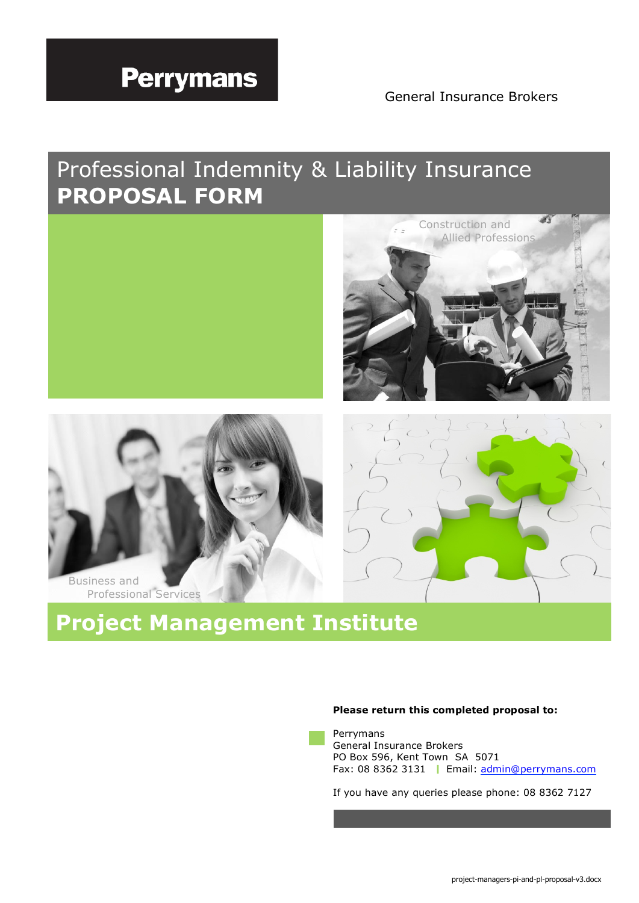**Perrymans**

General Insurance Brokers

# Professional Indemnity & Liability Insurance
# PROPOSAL FORM

Construction and Allied Professions

Business and Professional Services

## Project Management Institute

**Please return this completed proposal to:**

Perrymans
General Insurance Brokers
PO Box 596, Kent Town SA 5071
Fax: 08 8362 3131 | Email: admin@perrymans.com

If you have any queries please phone: 08 8362 7127

project-managers-pi-and-pl-proposal-v3.docx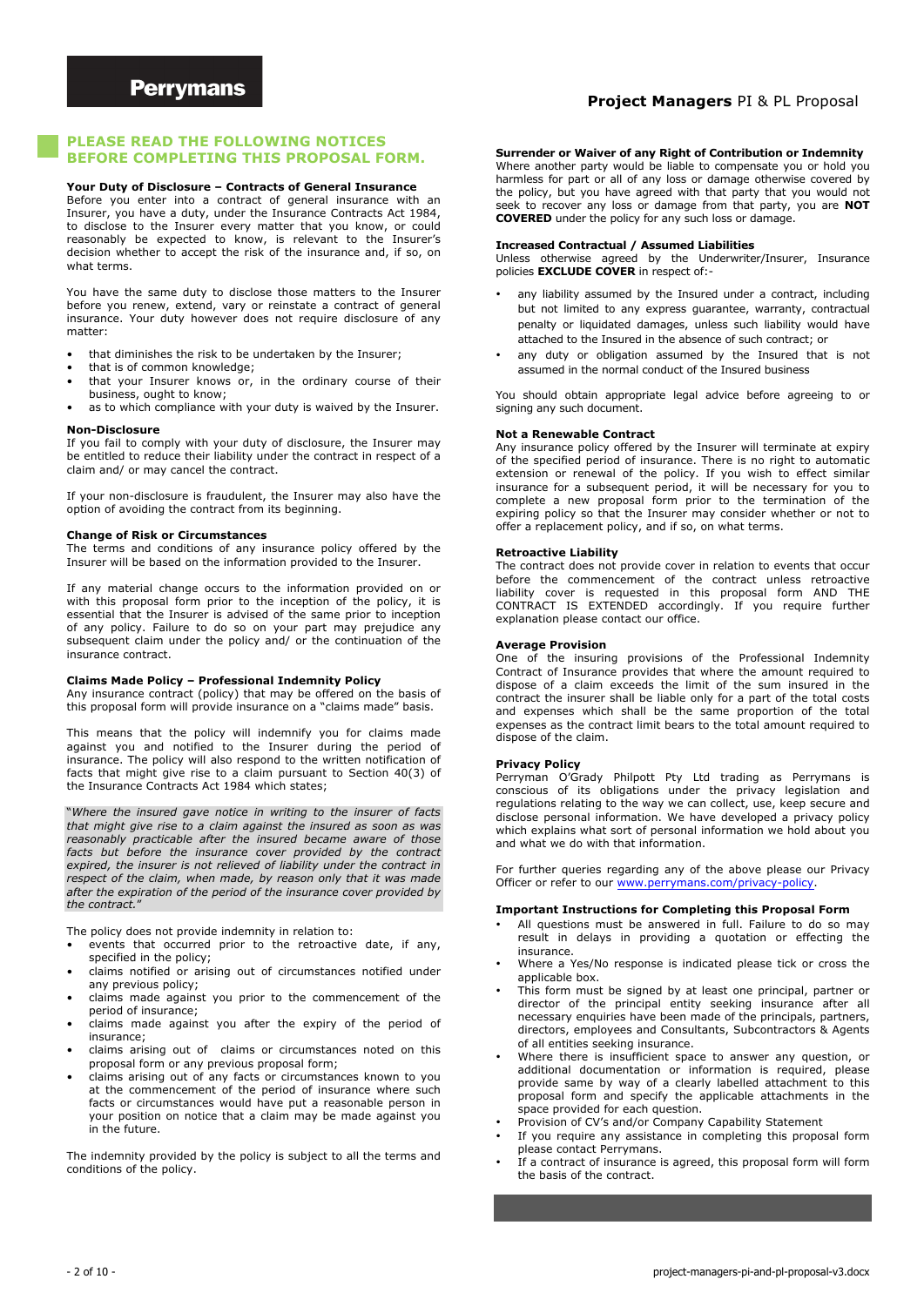## PLEASE READ THE FOLLOWING NOTICES BEFORE COMPLETING THIS PROPOSAL FORM.

**Your Duty of Disclosure – Contracts of General Insurance**

Before you enter into a contract of general insurance with an Insurer, you have a duty, under the Insurance Contracts Act 1984, to disclose to the Insurer every matter that you know, or could reasonably be expected to know, is relevant to the Insurer's decision whether to accept the risk of the insurance and, if so, on what terms.

You have the same duty to disclose those matters to the Insurer before you renew, extend, vary or reinstate a contract of general insurance. Your duty however does not require disclosure of any matter:

- that diminishes the risk to be undertaken by the Insurer;
- that is of common knowledge;
- that your Insurer knows or, in the ordinary course of their business, ought to know;
- as to which compliance with your duty is waived by the Insurer.

**Non-Disclosure**

If you fail to comply with your duty of disclosure, the Insurer may be entitled to reduce their liability under the contract in respect of a claim and/ or may cancel the contract.

If your non-disclosure is fraudulent, the Insurer may also have the option of avoiding the contract from its beginning.

**Change of Risk or Circumstances**

The terms and conditions of any insurance policy offered by the Insurer will be based on the information provided to the Insurer.

If any material change occurs to the information provided on or with this proposal form prior to the inception of the policy, it is essential that the Insurer is advised of the same prior to inception of any policy. Failure to do so on your part may prejudice any subsequent claim under the policy and/ or the continuation of the insurance contract.

**Claims Made Policy – Professional Indemnity Policy**

Any insurance contract (policy) that may be offered on the basis of this proposal form will provide insurance on a "claims made" basis.

This means that the policy will indemnify you for claims made against you and notified to the Insurer during the period of insurance. The policy will also respond to the written notification of facts that might give rise to a claim pursuant to Section 40(3) of the Insurance Contracts Act 1984 which states;

"*Where the insured gave notice in writing to the insurer of facts that might give rise to a claim against the insured as soon as was reasonably practicable after the insured became aware of those facts but before the insurance cover provided by the contract expired, the insurer is not relieved of liability under the contract in respect of the claim, when made, by reason only that it was made after the expiration of the period of the insurance cover provided by the contract.*"

The policy does not provide indemnity in relation to:

- events that occurred prior to the retroactive date, if any, specified in the policy;
- claims notified or arising out of circumstances notified under any previous policy;
- claims made against you prior to the commencement of the period of insurance;
- claims made against you after the expiry of the period of insurance;
- claims arising out of claims or circumstances noted on this proposal form or any previous proposal form;
- claims arising out of any facts or circumstances known to you at the commencement of the period of insurance where such facts or circumstances would have put a reasonable person in your position on notice that a claim may be made against you in the future.

The indemnity provided by the policy is subject to all the terms and conditions of the policy.

**Surrender or Waiver of any Right of Contribution or Indemnity**

Where another party would be liable to compensate you or hold you harmless for part or all of any loss or damage otherwise covered by the policy, but you have agreed with that party that you would not seek to recover any loss or damage from that party, you are **NOT COVERED** under the policy for any such loss or damage.

**Increased Contractual / Assumed Liabilities**

Unless otherwise agreed by the Underwriter/Insurer, Insurance policies **EXCLUDE COVER** in respect of:-

- any liability assumed by the Insured under a contract, including but not limited to any express guarantee, warranty, contractual penalty or liquidated damages, unless such liability would have attached to the Insured in the absence of such contract; or
- any duty or obligation assumed by the Insured that is not assumed in the normal conduct of the Insured business

You should obtain appropriate legal advice before agreeing to or signing any such document.

**Not a Renewable Contract**

Any insurance policy offered by the Insurer will terminate at expiry of the specified period of insurance. There is no right to automatic extension or renewal of the policy. If you wish to effect similar insurance for a subsequent period, it will be necessary for you to complete a new proposal form prior to the termination of the expiring policy so that the Insurer may consider whether or not to offer a replacement policy, and if so, on what terms.

**Retroactive Liability**

The contract does not provide cover in relation to events that occur before the commencement of the contract unless retroactive liability cover is requested in this proposal form AND THE CONTRACT IS EXTENDED accordingly. If you require further explanation please contact our office.

**Average Provision**

One of the insuring provisions of the Professional Indemnity Contract of Insurance provides that where the amount required to dispose of a claim exceeds the limit of the sum insured in the contract the insurer shall be liable only for a part of the total costs and expenses which shall be the same proportion of the total expenses as the contract limit bears to the total amount required to dispose of the claim.

**Privacy Policy**

Perryman O'Grady Philpott Pty Ltd trading as Perrymans is conscious of its obligations under the privacy legislation and regulations relating to the way we can collect, use, keep secure and disclose personal information. We have developed a privacy policy which explains what sort of personal information we hold about you and what we do with that information.

For further queries regarding any of the above please our Privacy Officer or refer to our [www.perrymans.com/privacy-policy](www.perrymans.com/privacy-policy).

**Important Instructions for Completing this Proposal Form**

- All questions must be answered in full. Failure to do so may result in delays in providing a quotation or effecting the insurance.
- Where a Yes/No response is indicated please tick or cross the applicable box.
- This form must be signed by at least one principal, partner or director of the principal entity seeking insurance after all necessary enquiries have been made of the principals, partners, directors, employees and Consultants, Subcontractors & Agents of all entities seeking insurance.
- Where there is insufficient space to answer any question, or additional documentation or information is required, please provide same by way of a clearly labelled attachment to this proposal form and specify the applicable attachments in the space provided for each question.
- Provision of CV's and/or Company Capability Statement
- If you require any assistance in completing this proposal form please contact Perrymans.
- If a contract of insurance is agreed, this proposal form will form the basis of the contract.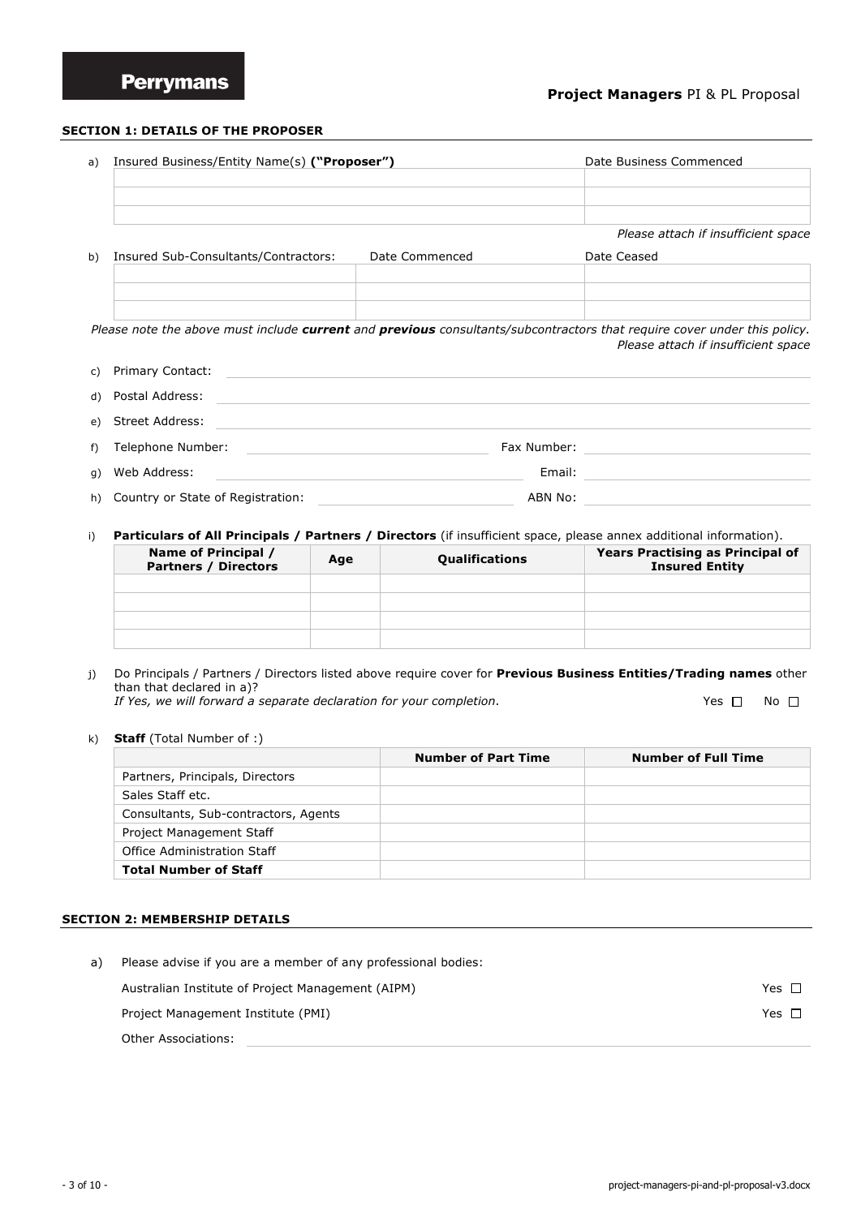**Perrymans**

**Project Managers** PI & PL Proposal

## SECTION 1: DETAILS OF THE PROPOSER

a) Insured Business/Entity Name(s) **("Proposer")**

| Insured Business/Entity Name(s) ("Proposer") | Date Business Commenced |
|---|---|
| | |
| | |
| | |

*Please attach if insufficient space*

b) Insured Sub-Consultants/Contractors:

| Insured Sub-Consultants/Contractors | Date Commenced | Date Ceased |
|---|---|---|
| | | |
| | | |
| | | |

*Please note the above must include* ***current*** *and* ***previous*** *consultants/subcontractors that require cover under this policy.*
*Please attach if insufficient space*

c) Primary Contact: ______________________

d) Postal Address: ______________________

e) Street Address: ______________________

f) Telephone Number: ______________________ Fax Number: ______________________

g) Web Address: ______________________ Email: ______________________

h) Country or State of Registration: ______________________ ABN No: ______________________

i) **Particulars of All Principals / Partners / Directors** (if insufficient space, please annex additional information).

| Name of Principal / Partners / Directors | Age | Qualifications | Years Practising as Principal of Insured Entity |
|---|---|---|---|
| | | | |
| | | | |
| | | | |
| | | | |

j) Do Principals / Partners / Directors listed above require cover for **Previous Business Entities/Trading names** other than that declared in a)?
*If Yes, we will forward a separate declaration for your completion.* Yes ☐ No ☐

k) **Staff** (Total Number of :)

| | Number of Part Time | Number of Full Time |
|---|---|---|
| Partners, Principals, Directors | | |
| Sales Staff etc. | | |
| Consultants, Sub-contractors, Agents | | |
| Project Management Staff | | |
| Office Administration Staff | | |
| **Total Number of Staff** | | |

## SECTION 2: MEMBERSHIP DETAILS

a) Please advise if you are a member of any professional bodies:

Australian Institute of Project Management (AIPM) Yes ☐

Project Management Institute (PMI) Yes ☐

Other Associations: ______________________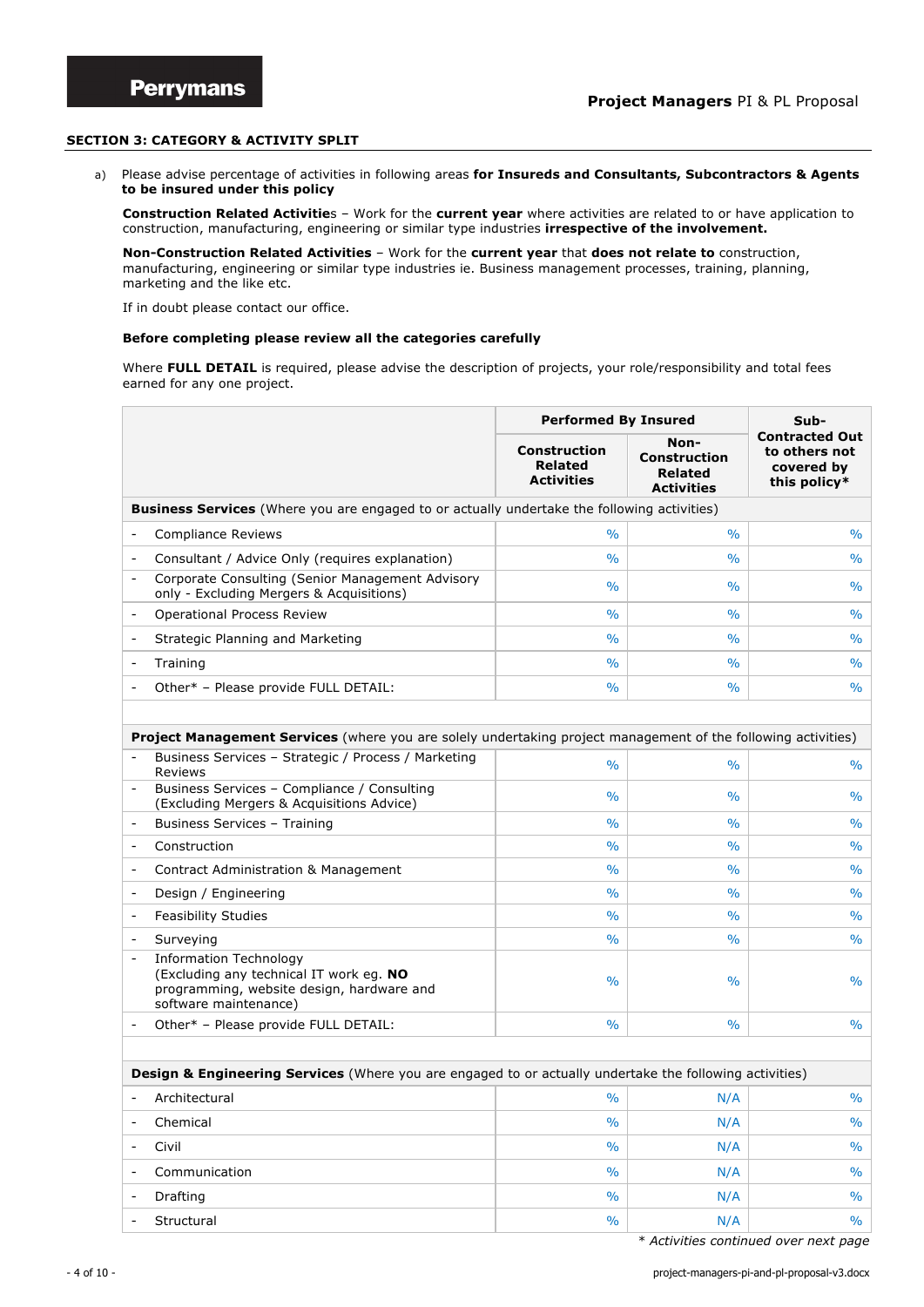## SECTION 3: CATEGORY & ACTIVITY SPLIT

a) Please advise percentage of activities in following areas **for Insureds and Consultants, Subcontractors & Agents to be insured under this policy**

**Construction Related Activitie**s – Work for the **current year** where activities are related to or have application to construction, manufacturing, engineering or similar type industries **irrespective of the involvement.**

**Non-Construction Related Activities** – Work for the **current year** that **does not relate to** construction, manufacturing, engineering or similar type industries ie. Business management processes, training, planning, marketing and the like etc.

If in doubt please contact our office.

**Before completing please review all the categories carefully**

Where **FULL DETAIL** is required, please advise the description of projects, your role/responsibility and total fees earned for any one project.

| | **Performed By Insured** | | **Sub-Contracted Out to others not covered by this policy*** |
|---|---|---|---|
| | **Construction Related Activities** | **Non-Construction Related Activities** | |
| **Business Services** (Where you are engaged to or actually undertake the following activities) | | | |
| - Compliance Reviews | % | % | % |
| - Consultant / Advice Only (requires explanation) | % | % | % |
| - Corporate Consulting (Senior Management Advisory only - Excluding Mergers & Acquisitions) | % | % | % |
| - Operational Process Review | % | % | % |
| - Strategic Planning and Marketing | % | % | % |
| - Training | % | % | % |
| - Other* – Please provide FULL DETAIL: | % | % | % |
| | | | |
| **Project Management Services** (where you are solely undertaking project management of the following activities) | | | |
| - Business Services – Strategic / Process / Marketing Reviews | % | % | % |
| - Business Services – Compliance / Consulting (Excluding Mergers & Acquisitions Advice) | % | % | % |
| - Business Services – Training | % | % | % |
| - Construction | % | % | % |
| - Contract Administration & Management | % | % | % |
| - Design / Engineering | % | % | % |
| - Feasibility Studies | % | % | % |
| - Surveying | % | % | % |
| - Information Technology (Excluding any technical IT work eg. **NO** programming, website design, hardware and software maintenance) | % | % | % |
| - Other* – Please provide FULL DETAIL: | % | % | % |
| | | | |
| **Design & Engineering Services** (Where you are engaged to or actually undertake the following activities) | | | |
| - Architectural | % | N/A | % |
| - Chemical | % | N/A | % |
| - Civil | % | N/A | % |
| - Communication | % | N/A | % |
| - Drafting | % | N/A | % |
| - Structural | % | N/A | % |

*\* Activities continued over next page*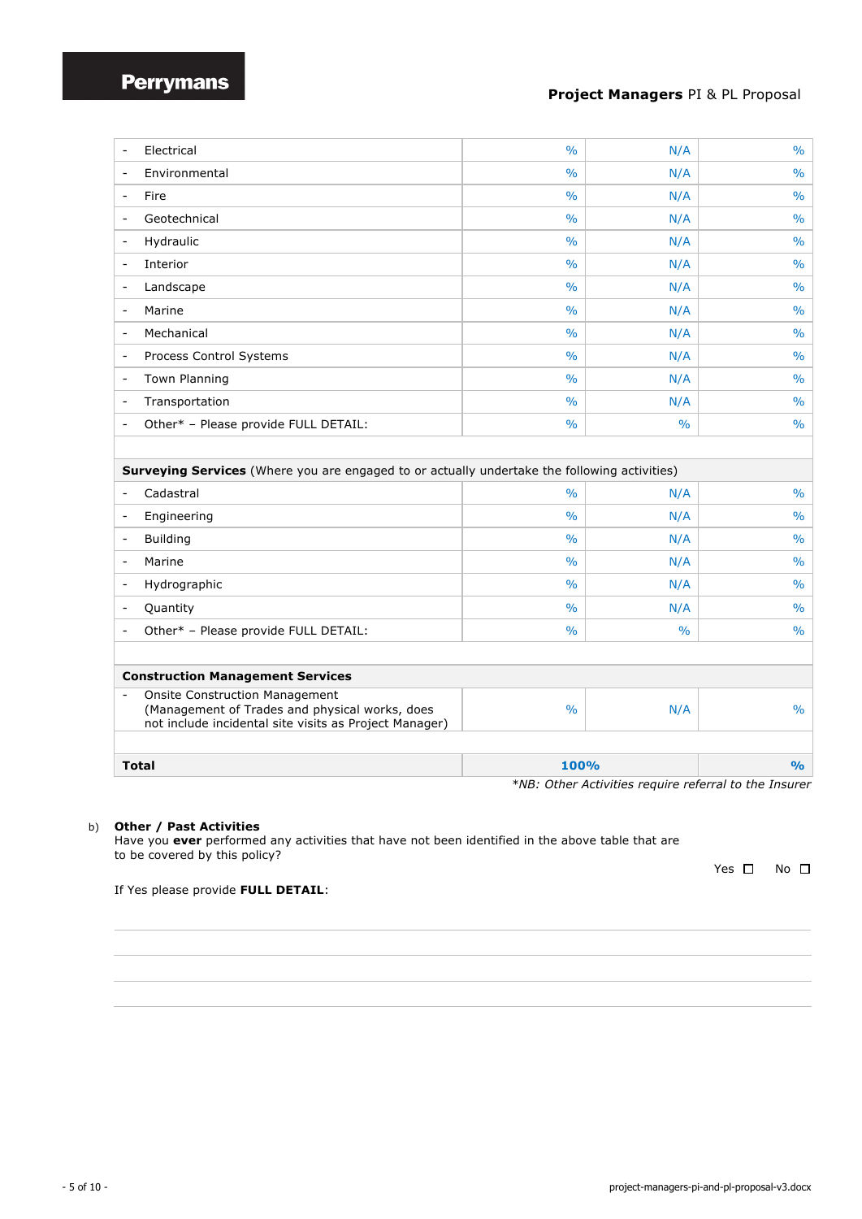| | | | |
|---|---|---|---|
| - Electrical | % | N/A | % |
| - Environmental | % | N/A | % |
| - Fire | % | N/A | % |
| - Geotechnical | % | N/A | % |
| - Hydraulic | % | N/A | % |
| - Interior | % | N/A | % |
| - Landscape | % | N/A | % |
| - Marine | % | N/A | % |
| - Mechanical | % | N/A | % |
| - Process Control Systems | % | N/A | % |
| - Town Planning | % | N/A | % |
| - Transportation | % | N/A | % |
| - Other* – Please provide FULL DETAIL: | % | % | % |
| | | | |
| **Surveying Services** (Where you are engaged to or actually undertake the following activities) | | | |
| - Cadastral | % | N/A | % |
| - Engineering | % | N/A | % |
| - Building | % | N/A | % |
| - Marine | % | N/A | % |
| - Hydrographic | % | N/A | % |
| - Quantity | % | N/A | % |
| - Other* – Please provide FULL DETAIL: | % | % | % |
| | | | |
| **Construction Management Services** | | | |
| - Onsite Construction Management (Management of Trades and physical works, does not include incidental site visits as Project Manager) | % | N/A | % |
| | | | |
| **Total** | **100%** | | **%** |

*\*NB: Other Activities require referral to the Insurer*

b) **Other / Past Activities**

Have you **ever** performed any activities that have not been identified in the above table that are to be covered by this policy?

Yes ☐ No ☐

If Yes please provide **FULL DETAIL**: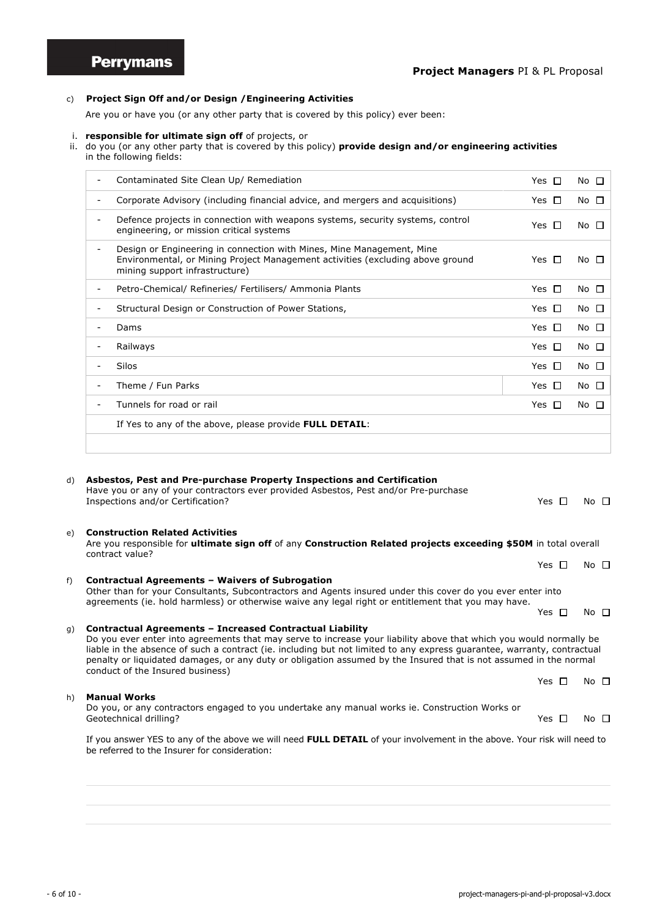c) **Project Sign Off and/or Design /Engineering Activities**

Are you or have you (or any other party that is covered by this policy) ever been:

i. **responsible for ultimate sign off** of projects, or
ii. do you (or any other party that is covered by this policy) **provide design and/or engineering activities** in the following fields:

| | | | |
|---|---|---|---|
| - | Contaminated Site Clean Up/ Remediation | Yes ☐ | No ☐ |
| - | Corporate Advisory (including financial advice, and mergers and acquisitions) | Yes ☐ | No ☐ |
| - | Defence projects in connection with weapons systems, security systems, control engineering, or mission critical systems | Yes ☐ | No ☐ |
| - | Design or Engineering in connection with Mines, Mine Management, Mine Environmental, or Mining Project Management activities (excluding above ground mining support infrastructure) | Yes ☐ | No ☐ |
| - | Petro-Chemical/ Refineries/ Fertilisers/ Ammonia Plants | Yes ☐ | No ☐ |
| - | Structural Design or Construction of Power Stations, | Yes ☐ | No ☐ |
| - | Dams | Yes ☐ | No ☐ |
| - | Railways | Yes ☐ | No ☐ |
| - | Silos | Yes ☐ | No ☐ |
| - | Theme / Fun Parks | Yes ☐ | No ☐ |
| - | Tunnels for road or rail | Yes ☐ | No ☐ |
| | If Yes to any of the above, please provide **FULL DETAIL**: | | |
| | | | |

d) **Asbestos, Pest and Pre-purchase Property Inspections and Certification**
Have you or any of your contractors ever provided Asbestos, Pest and/or Pre-purchase Inspections and/or Certification? Yes ☐ No ☐

e) **Construction Related Activities**
Are you responsible for **ultimate sign off** of any **Construction Related projects exceeding $50M** in total overall contract value? Yes ☐ No ☐

f) **Contractual Agreements – Waivers of Subrogation**
Other than for your Consultants, Subcontractors and Agents insured under this cover do you ever enter into agreements (ie. hold harmless) or otherwise waive any legal right or entitlement that you may have. Yes ☐ No ☐

g) **Contractual Agreements – Increased Contractual Liability**
Do you ever enter into agreements that may serve to increase your liability above that which you would normally be liable in the absence of such a contract (ie. including but not limited to any express guarantee, warranty, contractual penalty or liquidated damages, or any duty or obligation assumed by the Insured that is not assumed in the normal conduct of the Insured business) Yes ☐ No ☐

h) **Manual Works**
Do you, or any contractors engaged to you undertake any manual works ie. Construction Works or Geotechnical drilling? Yes ☐ No ☐

If you answer YES to any of the above we will need **FULL DETAIL** of your involvement in the above. Your risk will need to be referred to the Insurer for consideration: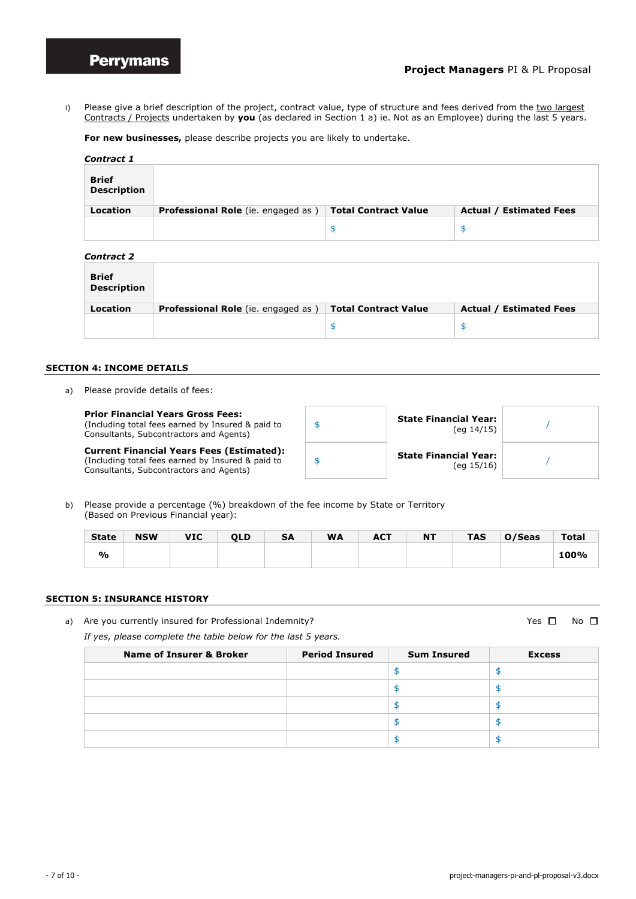i) Please give a brief description of the project, contract value, type of structure and fees derived from the two largest Contracts / Projects undertaken by **you** (as declared in Section 1 a) ie. Not as an Employee) during the last 5 years.

**For new businesses,** please describe projects you are likely to undertake.

***Contract 1***

| **Brief Description** | | | |
|---|---|---|---|
| **Location** | **Professional Role** (ie. engaged as ) | **Total Contract Value** | **Actual / Estimated Fees** |
| | | $ | $ |

***Contract 2***

| **Brief Description** | | | |
|---|---|---|---|
| **Location** | **Professional Role** (ie. engaged as ) | **Total Contract Value** | **Actual / Estimated Fees** |
| | | $ | $ |

## SECTION 4: INCOME DETAILS

a) Please provide details of fees:

| | | | |
|---|---|---|---|
| **Prior Financial Years Gross Fees:** (Including total fees earned by Insured & paid to Consultants, Subcontractors and Agents) | $ | **State Financial Year:** (eg 14/15) | / |
| **Current Financial Years Fees (Estimated):** (Including total fees earned by Insured & paid to Consultants, Subcontractors and Agents) | $ | **State Financial Year:** (eg 15/16) | / |

b) Please provide a percentage (%) breakdown of the fee income by State or Territory (Based on Previous Financial year):

| **State** | **NSW** | **VIC** | **QLD** | **SA** | **WA** | **ACT** | **NT** | **TAS** | **O/Seas** | **Total** |
|---|---|---|---|---|---|---|---|---|---|---|
| **%** | | | | | | | | | | **100%** |

## SECTION 5: INSURANCE HISTORY

a) Are you currently insured for Professional Indemnity? Yes ☐ No ☐

*If yes, please complete the table below for the last 5 years.*

| **Name of Insurer & Broker** | **Period Insured** | **Sum Insured** | **Excess** |
|---|---|---|---|
| | | $ | $ |
| | | $ | $ |
| | | $ | $ |
| | | $ | $ |
| | | $ | $ |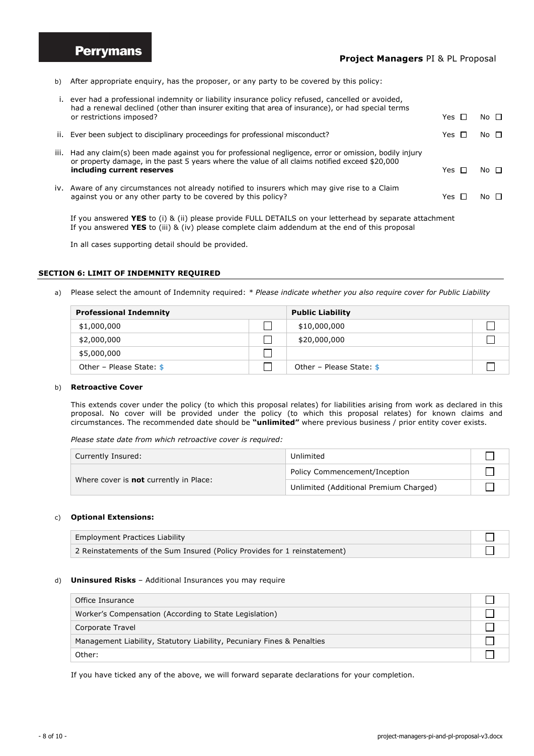b) After appropriate enquiry, has the proposer, or any party to be covered by this policy:

i. ever had a professional indemnity or liability insurance policy refused, cancelled or avoided, had a renewal declined (other than insurer exiting that area of insurance), or had special terms or restrictions imposed? Yes ☐ No ☐

ii. Ever been subject to disciplinary proceedings for professional misconduct? Yes ☐ No ☐

iii. Had any claim(s) been made against you for professional negligence, error or omission, bodily injury or property damage, in the past 5 years where the value of all claims notified exceed $20,000 **including current reserves** Yes ☐ No ☐

iv. Aware of any circumstances not already notified to insurers which may give rise to a Claim against you or any other party to be covered by this policy? Yes ☐ No ☐

If you answered **YES** to (i) & (ii) please provide FULL DETAILS on your letterhead by separate attachment
If you answered **YES** to (iii) & (iv) please complete claim addendum at the end of this proposal

In all cases supporting detail should be provided.

## SECTION 6: LIMIT OF INDEMNITY REQUIRED

a) Please select the amount of Indemnity required: *\* Please indicate whether you also require cover for Public Liability*

| Professional Indemnity | | Public Liability | |
|---|---|---|---|
| $1,000,000 | ☐ | $10,000,000 | ☐ |
| $2,000,000 | ☐ | $20,000,000 | ☐ |
| $5,000,000 | ☐ | | |
| Other – Please State: $ | ☐ | Other – Please State: $ | ☐ |

b) **Retroactive Cover**

This extends cover under the policy (to which this proposal relates) for liabilities arising from work as declared in this proposal. No cover will be provided under the policy (to which this proposal relates) for known claims and circumstances. The recommended date should be **"unlimited"** where previous business / prior entity cover exists.

*Please state date from which retroactive cover is required:*

| | | |
|---|---|---|
| Currently Insured: | Unlimited | ☐ |
| Where cover is **not** currently in Place: | Policy Commencement/Inception | ☐ |
| | Unlimited (Additional Premium Charged) | ☐ |

c) **Optional Extensions:**

| | |
|---|---|
| Employment Practices Liability | ☐ |
| 2 Reinstatements of the Sum Insured (Policy Provides for 1 reinstatement) | ☐ |

d) **Uninsured Risks** – Additional Insurances you may require

| | |
|---|---|
| Office Insurance | ☐ |
| Worker's Compensation (According to State Legislation) | ☐ |
| Corporate Travel | ☐ |
| Management Liability, Statutory Liability, Pecuniary Fines & Penalties | ☐ |
| Other: | ☐ |

If you have ticked any of the above, we will forward separate declarations for your completion.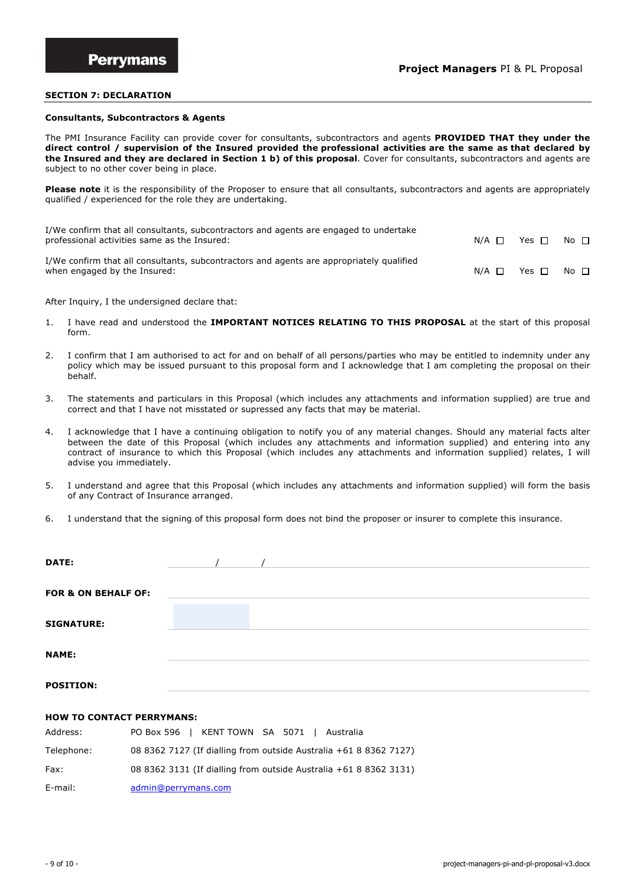## SECTION 7: DECLARATION

### Consultants, Subcontractors & Agents

The PMI Insurance Facility can provide cover for consultants, subcontractors and agents **PROVIDED THAT they under the direct control / supervision of the Insured provided the professional activities are the same as that declared by the Insured and they are declared in Section 1 b) of this proposal**. Cover for consultants, subcontractors and agents are subject to no other cover being in place.

**Please note** it is the responsibility of the Proposer to ensure that all consultants, subcontractors and agents are appropriately qualified / experienced for the role they are undertaking.

| | | | |
|---|---|---|---|
| I/We confirm that all consultants, subcontractors and agents are engaged to undertake professional activities same as the Insured: | N/A ☐ | Yes ☐ | No ☐ |
| I/We confirm that all consultants, subcontractors and agents are appropriately qualified when engaged by the Insured: | N/A ☐ | Yes ☐ | No ☐ |

After Inquiry, I the undersigned declare that:

1. I have read and understood the **IMPORTANT NOTICES RELATING TO THIS PROPOSAL** at the start of this proposal form.
2. I confirm that I am authorised to act for and on behalf of all persons/parties who may be entitled to indemnity under any policy which may be issued pursuant to this proposal form and I acknowledge that I am completing the proposal on their behalf.
3. The statements and particulars in this Proposal (which includes any attachments and information supplied) are true and correct and that I have not misstated or supressed any facts that may be material.
4. I acknowledge that I have a continuing obligation to notify you of any material changes. Should any material facts alter between the date of this Proposal (which includes any attachments and information supplied) and entering into any contract of insurance to which this Proposal (which includes any attachments and information supplied) relates, I will advise you immediately.
5. I understand and agree that this Proposal (which includes any attachments and information supplied) will form the basis of any Contract of Insurance arranged.
6. I understand that the signing of this proposal form does not bind the proposer or insurer to complete this insurance.

**DATE:** ______ / ______ / ______

**FOR & ON BEHALF OF:** ____________________

**SIGNATURE:** ____________________

**NAME:** ____________________

**POSITION:** ____________________

### HOW TO CONTACT PERRYMANS:

| | |
|---|---|
| Address: | PO Box 596 \| KENT TOWN SA 5071 \| Australia |
| Telephone: | 08 8362 7127 (If dialling from outside Australia +61 8 8362 7127) |
| Fax: | 08 8362 3131 (If dialling from outside Australia +61 8 8362 3131) |
| E-mail: | admin@perrymans.com |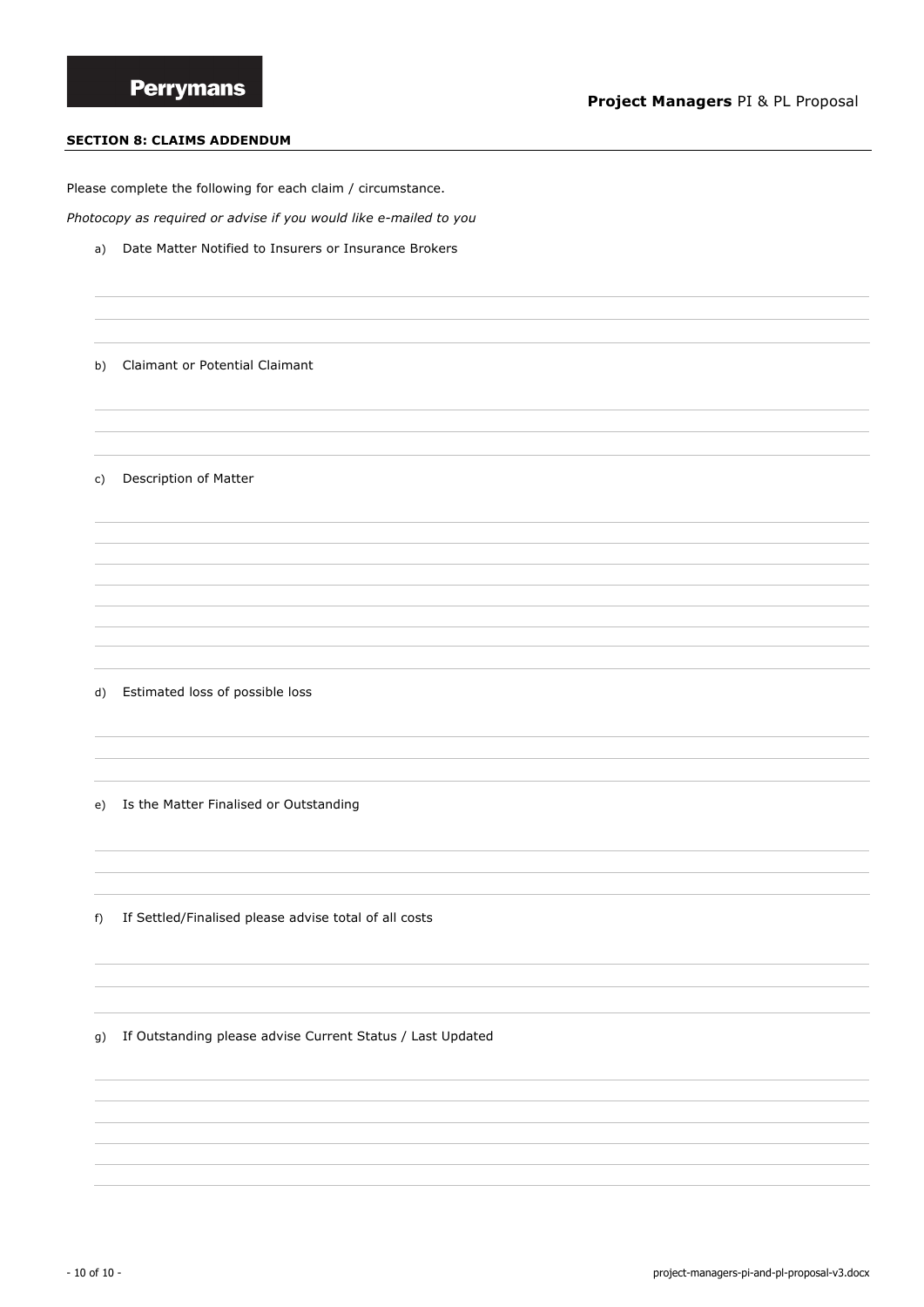### SECTION 8: CLAIMS ADDENDUM

Please complete the following for each claim / circumstance.

*Photocopy as required or advise if you would like e-mailed to you*

a) Date Matter Notified to Insurers or Insurance Brokers

b) Claimant or Potential Claimant

c) Description of Matter

d) Estimated loss of possible loss

e) Is the Matter Finalised or Outstanding

f) If Settled/Finalised please advise total of all costs

g) If Outstanding please advise Current Status / Last Updated